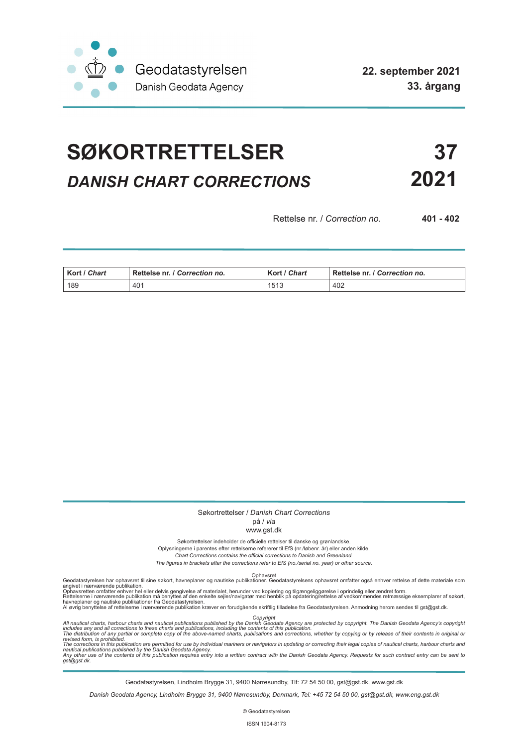Geodatastyrelsen
Danish Geodata Agency

**22. september 2021**
**33. årgang**

# SØKORTRETTELSER 37

## *DANISH CHART CORRECTIONS* 2021

Rettelse nr. / *Correction no.* **401 - 402**

| **Kort** / ***Chart*** | **Rettelse nr.** / ***Correction no.*** | **Kort** / ***Chart*** | **Rettelse nr.** / ***Correction no.*** |
|---|---|---|---|
| 189 | 401 | 1513 | 402 |

Søkortrettelser / *Danish Chart Corrections*
på / *via*
www.gst.dk

Søkortrettelser indeholder de officielle rettelser til danske og grønlandske.
Oplysningerne i parentes efter rettelserne refererer til EfS (nr./løbenr. år) eller anden kilde.
*Chart Corrections contains the official corrections to Danish and Greenland.*
*The figures in brackets after the corrections refer to EfS (no./serial no. year) or other source.*

Ophavsret
Geodatastyrelsen har ophavsret til sine søkort, havneplaner og nautiske publikationer. Geodatastyrelsens ophavsret omfatter også enhver rettelse af dette materiale som angivet i nærværende publikation.
Ophavsretten omfatter enhver hel eller delvis gengivelse af materialet, herunder ved kopiering og tilgængeliggørelse i oprindelig eller ændret form.
Rettelserne i nærværende publikation må benyttes af den enkelte sejler/navigatør med henblik på opdatering/rettelse af vedkommendes retmæssige eksemplarer af søkort, havneplaner og nautiske publikationer fra Geodatastyrelsen.
Al øvrig benyttelse af rettelserne i nærværende publikation kræver en forudgående skriftlig tilladelse fra Geodatastyrelsen. Anmodning herom sendes til gst@gst.dk.

*Copyright*
*All nautical charts, harbour charts and nautical publications published by the Danish Geodata Agency are protected by copyright. The Danish Geodata Agency's copyright includes any and all corrections to these charts and publications, including the contents of this publication.*
*The distribution of any partial or complete copy of the above-named charts, publications and corrections, whether by copying or by release of their contents in original or revised form, is prohibited.*
*The corrections in this publication are permitted for use by individual mariners or navigators in updating or correcting their legal copies of nautical charts, harbour charts and nautical publications published by the Danish Geodata Agency.*
*Any other use of the contents of this publication requires entry into a written contract with the Danish Geodata Agency. Requests for such contract entry can be sent to gst@gst.dk.*

Geodatastyrelsen, Lindholm Brygge 31, 9400 Nørresundby, Tlf: 72 54 50 00, gst@gst.dk, www.gst.dk

*Danish Geodata Agency, Lindholm Brygge 31, 9400 Nørresundby, Denmark, Tel: +45 72 54 50 00, gst@gst.dk, www.eng.gst.dk*

© Geodatastyrelsen

ISSN 1904-8173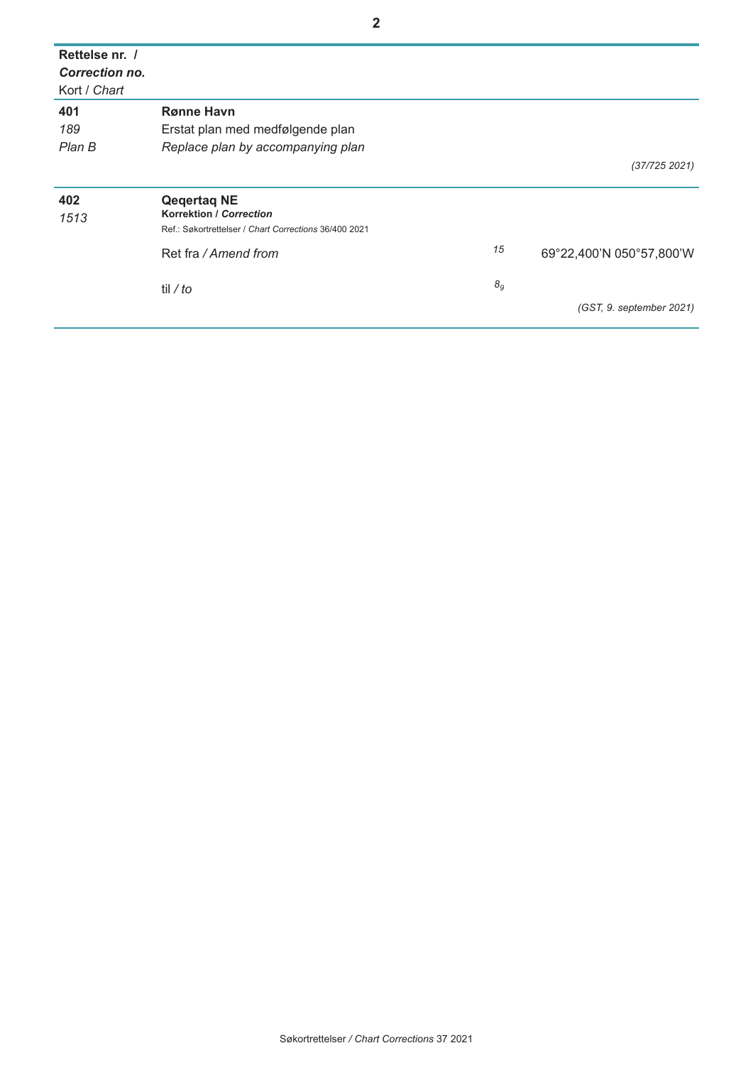| Rettelse nr. / *Correction no.* Kort / *Chart* | | | |
|---|---|---|---|
| **401** *189* *Plan B* | **Rønne Havn** Erstat plan med medfølgende plan *Replace plan by accompanying plan* | | |
| | | | *(37/725 2021)* |
| **402** *1513* | **Qeqertaq NE** **Korrektion / *Correction*** Ref.: Søkortrettelser / *Chart Corrections* 36/400 2021 | | |
| | Ret fra / *Amend from* | *15* | 69°22,400'N 050°57,800'W |
| | til / *to* | $8_9$ | |
| | | | *(GST, 9. september 2021)* |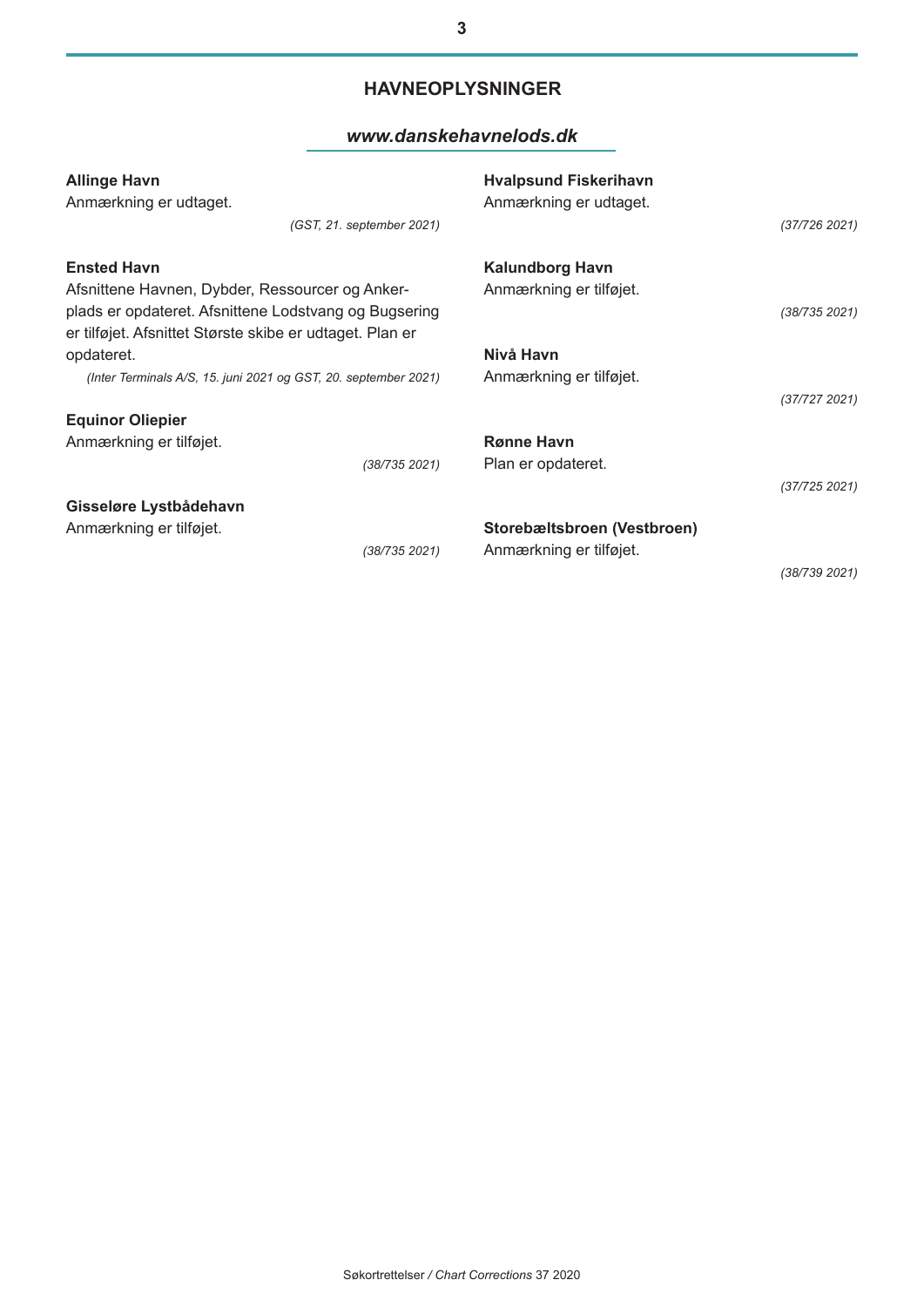## HAVNEOPLYSNINGER

***www.danskehavnelods.dk***

**Allinge Havn**
Anmærkning er udtaget.

*(GST, 21. september 2021)*

**Ensted Havn**
Afsnittene Havnen, Dybder, Ressourcer og Ankerplads er opdateret. Afsnittene Lodstvang og Bugsering er tilføjet. Afsnittet Største skibe er udtaget. Plan er opdateret.

*(Inter Terminals A/S, 15. juni 2021 og GST, 20. september 2021)*

**Equinor Oliepier**
Anmærkning er tilføjet.

*(38/735 2021)*

**Gisseløre Lystbådehavn**
Anmærkning er tilføjet.

*(38/735 2021)*

**Hvalpsund Fiskerihavn**
Anmærkning er udtaget.

*(37/726 2021)*

**Kalundborg Havn**
Anmærkning er tilføjet.

*(38/735 2021)*

**Nivå Havn**
Anmærkning er tilføjet.

*(37/727 2021)*

**Rønne Havn**
Plan er opdateret.

*(37/725 2021)*

**Storebæltsbroen (Vestbroen)**
Anmærkning er tilføjet.

*(38/739 2021)*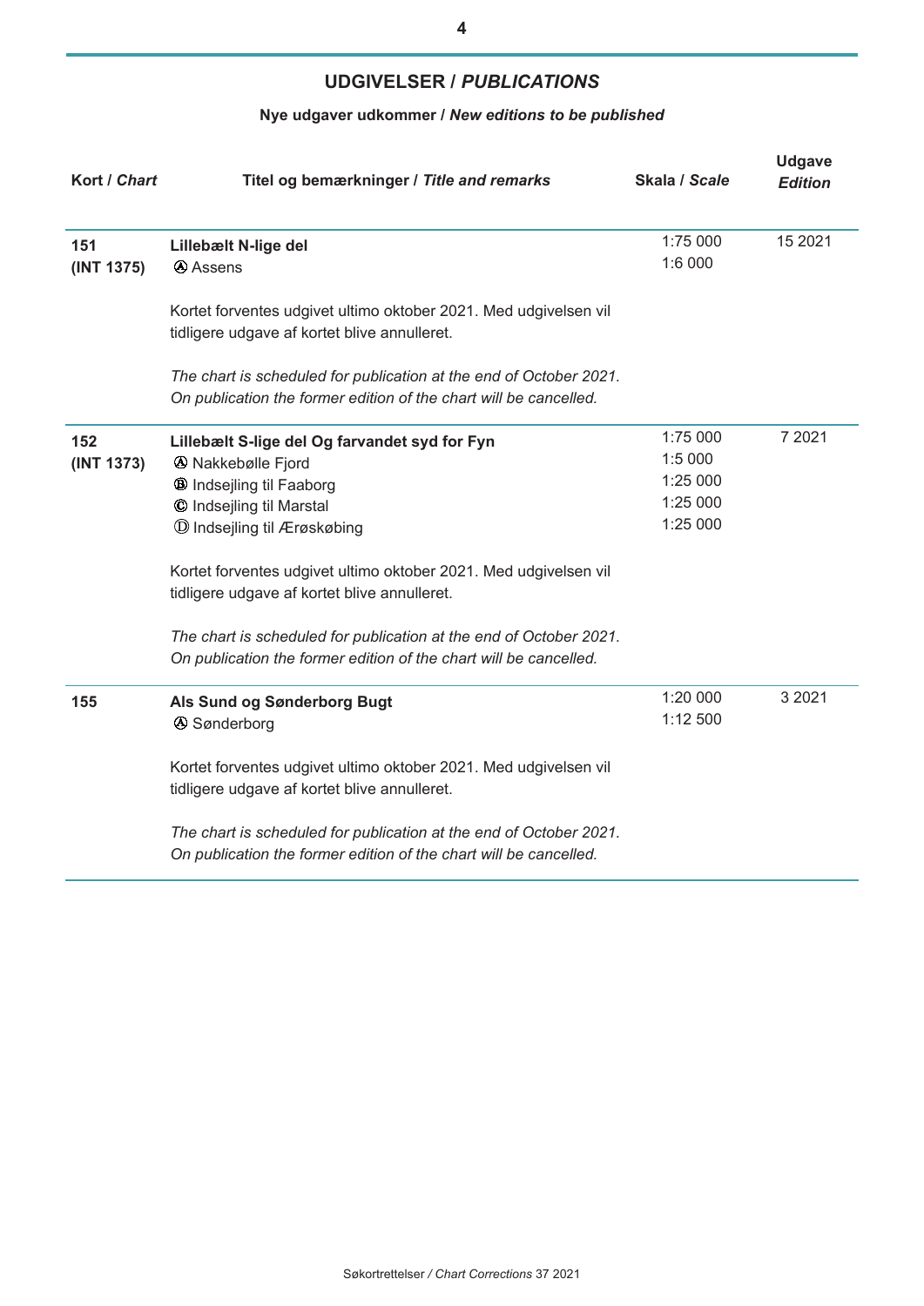## UDGIVELSER / *PUBLICATIONS*

### Nye udgaver udkommer / *New editions to be published*

| Kort / *Chart* | Titel og bemærkninger / *Title and remarks* | Skala / *Scale* | Udgave *Edition* |
|---|---|---|---|
| **151 (INT 1375)** | **Lillebælt N-lige del**<br>Ⓐ Assens<br><br>Kortet forventes udgivet ultimo oktober 2021. Med udgivelsen vil tidligere udgave af kortet blive annulleret.<br><br>*The chart is scheduled for publication at the end of October 2021. On publication the former edition of the chart will be cancelled.* | 1:75 000<br>1:6 000 | 15 2021 |
| **152 (INT 1373)** | **Lillebælt S-lige del Og farvandet syd for Fyn**<br>Ⓐ Nakkebølle Fjord<br>Ⓑ Indsejling til Faaborg<br>Ⓒ Indsejling til Marstal<br>Ⓓ Indsejling til Ærøskøbing<br><br>Kortet forventes udgivet ultimo oktober 2021. Med udgivelsen vil tidligere udgave af kortet blive annulleret.<br><br>*The chart is scheduled for publication at the end of October 2021. On publication the former edition of the chart will be cancelled.* | 1:75 000<br>1:5 000<br>1:25 000<br>1:25 000<br>1:25 000 | 7 2021 |
| **155** | **Als Sund og Sønderborg Bugt**<br>Ⓐ Sønderborg<br><br>Kortet forventes udgivet ultimo oktober 2021. Med udgivelsen vil tidligere udgave af kortet blive annulleret.<br><br>*The chart is scheduled for publication at the end of October 2021. On publication the former edition of the chart will be cancelled.* | 1:20 000<br>1:12 500 | 3 2021 |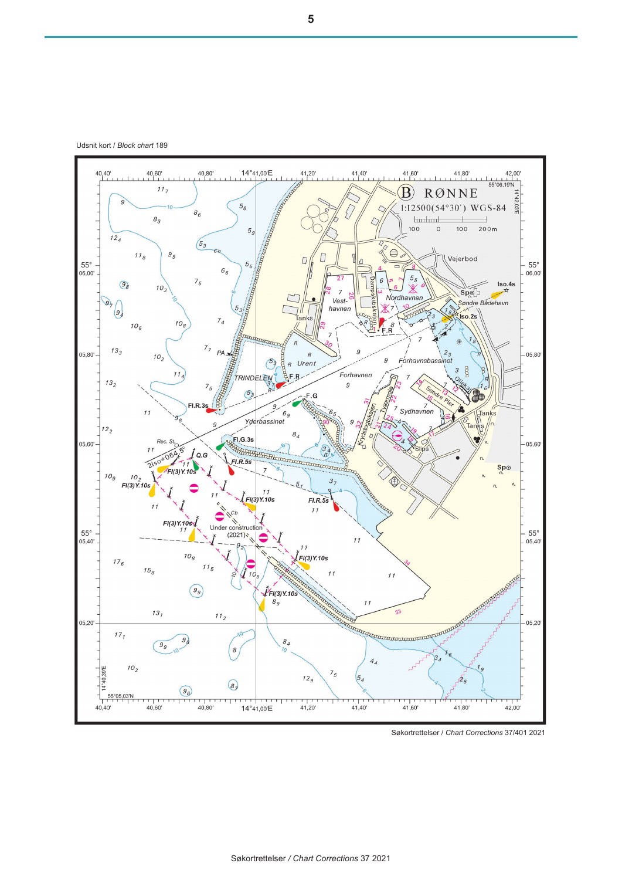Udsnit kort / *Block chart* 189

B RØNNE

1:12500(54°30´) WGS-84

100 0 100 200m

14°41,00'E

55° 06,00'

55° 05,80'

55° 05,60'

55° 05,40'

55° 05,20'

40,40' 40,60' 40,80' 41,20' 41,40' 41,60' 41,80' 42,00'

55°06,19'N

14°42,03'E

14°40,39'E

55°05,03'N

Vejrbod

Iso.4s

Søndre Badehavn

Iso.2s

Nordhavnen

Vest-havnen

Dampskibskajen

Tanks

F.R

Forhavnsbassinet

Forhavnen

Urent

TRINDELEN

F.R

F.G

Fl.R.3s

PA

Yderbassinet

Sydhavnen

Søndre Pier

Oliekaj

Tværmole

Krydstogtkajen

Slips

Fl.G.3s

Rec. St

2Iso+064,5°

Q.G

Fl.R.5s

Fl(3)Y.10s

Fl.R.5s

Under construction (2021)

Spo

Tanks

Søkortrettelser / *Chart Corrections* 37/401 2021